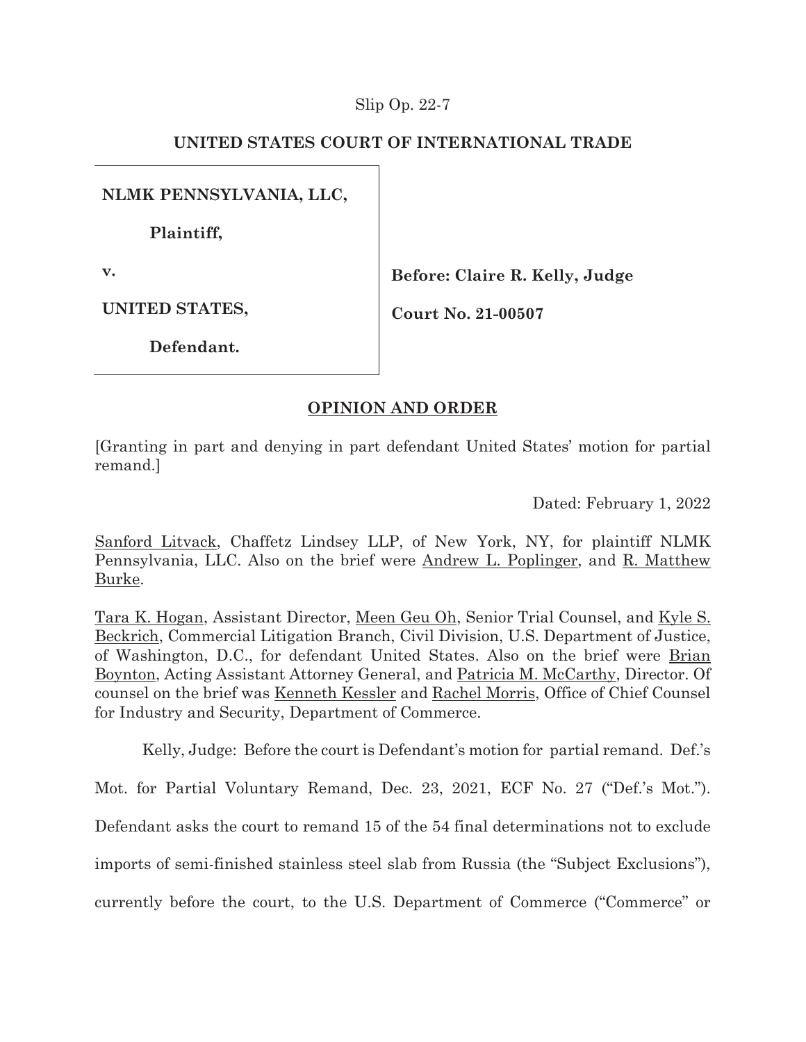Slip Op. 22-7

**UNITED STATES COURT OF INTERNATIONAL TRADE**

| | |
|---|---|
| **NLMK PENNSYLVANIA, LLC,** | |
| **Plaintiff,** | |
| **v.** | **Before: Claire R. Kelly, Judge** |
| **UNITED STATES,** | **Court No. 21-00507** |
| **Defendant.** | |

**OPINION AND ORDER**

[Granting in part and denying in part defendant United States' motion for partial remand.]

Dated: February 1, 2022

Sanford Litvack, Chaffetz Lindsey LLP, of New York, NY, for plaintiff NLMK Pennsylvania, LLC. Also on the brief were Andrew L. Poplinger, and R. Matthew Burke.

Tara K. Hogan, Assistant Director, Meen Geu Oh, Senior Trial Counsel, and Kyle S. Beckrich, Commercial Litigation Branch, Civil Division, U.S. Department of Justice, of Washington, D.C., for defendant United States. Also on the brief were Brian Boynton, Acting Assistant Attorney General, and Patricia M. McCarthy, Director. Of counsel on the brief was Kenneth Kessler and Rachel Morris, Office of Chief Counsel for Industry and Security, Department of Commerce.

Kelly, Judge: Before the court is Defendant's motion for partial remand. Def.'s Mot. for Partial Voluntary Remand, Dec. 23, 2021, ECF No. 27 ("Def.'s Mot."). Defendant asks the court to remand 15 of the 54 final determinations not to exclude imports of semi-finished stainless steel slab from Russia (the "Subject Exclusions"), currently before the court, to the U.S. Department of Commerce ("Commerce" or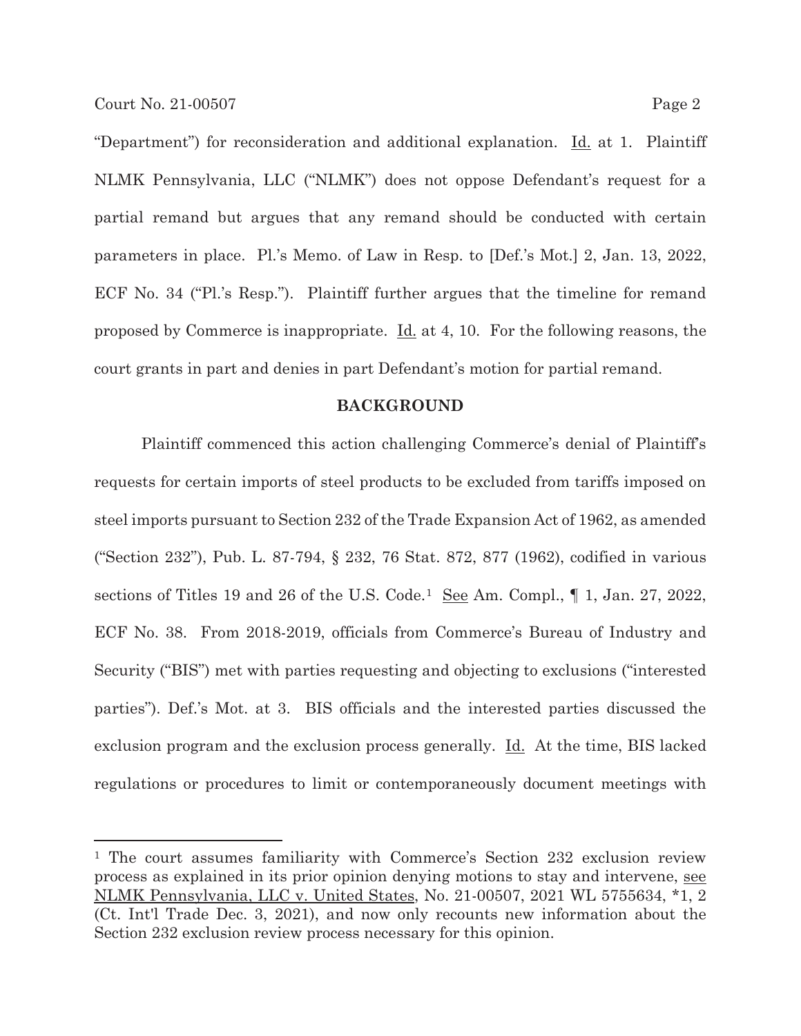"Department") for reconsideration and additional explanation. Id. at 1. Plaintiff NLMK Pennsylvania, LLC ("NLMK") does not oppose Defendant's request for a partial remand but argues that any remand should be conducted with certain parameters in place. Pl.'s Memo. of Law in Resp. to [Def.'s Mot.] 2, Jan. 13, 2022, ECF No. 34 ("Pl.'s Resp."). Plaintiff further argues that the timeline for remand proposed by Commerce is inappropriate. Id. at 4, 10. For the following reasons, the court grants in part and denies in part Defendant's motion for partial remand.

## BACKGROUND

Plaintiff commenced this action challenging Commerce's denial of Plaintiff's requests for certain imports of steel products to be excluded from tariffs imposed on steel imports pursuant to Section 232 of the Trade Expansion Act of 1962, as amended ("Section 232"), Pub. L. 87-794, § 232, 76 Stat. 872, 877 (1962), codified in various sections of Titles 19 and 26 of the U.S. Code.[1] See Am. Compl., ¶ 1, Jan. 27, 2022, ECF No. 38. From 2018-2019, officials from Commerce's Bureau of Industry and Security ("BIS") met with parties requesting and objecting to exclusions ("interested parties"). Def.'s Mot. at 3. BIS officials and the interested parties discussed the exclusion program and the exclusion process generally. Id. At the time, BIS lacked regulations or procedures to limit or contemporaneously document meetings with

---

[1] The court assumes familiarity with Commerce's Section 232 exclusion review process as explained in its prior opinion denying motions to stay and intervene, see NLMK Pennsylvania, LLC v. United States, No. 21-00507, 2021 WL 5755634, *1, 2 (Ct. Int'l Trade Dec. 3, 2021), and now only recounts new information about the Section 232 exclusion review process necessary for this opinion.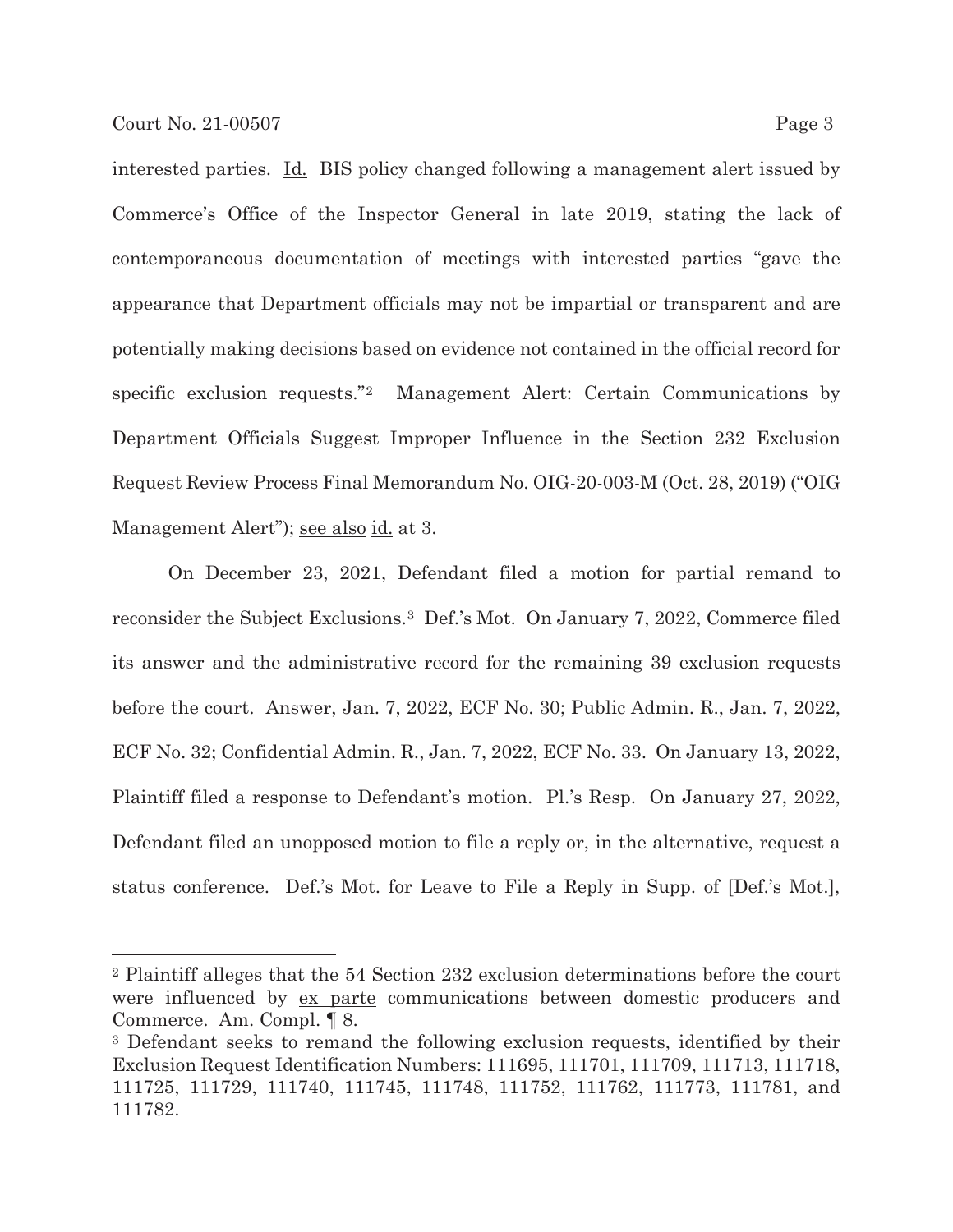interested parties. Id. BIS policy changed following a management alert issued by Commerce's Office of the Inspector General in late 2019, stating the lack of contemporaneous documentation of meetings with interested parties "gave the appearance that Department officials may not be impartial or transparent and are potentially making decisions based on evidence not contained in the official record for specific exclusion requests."[2] Management Alert: Certain Communications by Department Officials Suggest Improper Influence in the Section 232 Exclusion Request Review Process Final Memorandum No. OIG-20-003-M (Oct. 28, 2019) ("OIG Management Alert"); see also id. at 3.

On December 23, 2021, Defendant filed a motion for partial remand to reconsider the Subject Exclusions.[3] Def.'s Mot. On January 7, 2022, Commerce filed its answer and the administrative record for the remaining 39 exclusion requests before the court. Answer, Jan. 7, 2022, ECF No. 30; Public Admin. R., Jan. 7, 2022, ECF No. 32; Confidential Admin. R., Jan. 7, 2022, ECF No. 33. On January 13, 2022, Plaintiff filed a response to Defendant's motion. Pl.'s Resp. On January 27, 2022, Defendant filed an unopposed motion to file a reply or, in the alternative, request a status conference. Def.'s Mot. for Leave to File a Reply in Supp. of [Def.'s Mot.],

---

[2] Plaintiff alleges that the 54 Section 232 exclusion determinations before the court were influenced by ex parte communications between domestic producers and Commerce. Am. Compl. ¶ 8.

[3] Defendant seeks to remand the following exclusion requests, identified by their Exclusion Request Identification Numbers: 111695, 111701, 111709, 111713, 111718, 111725, 111729, 111740, 111745, 111748, 111752, 111762, 111773, 111781, and 111782.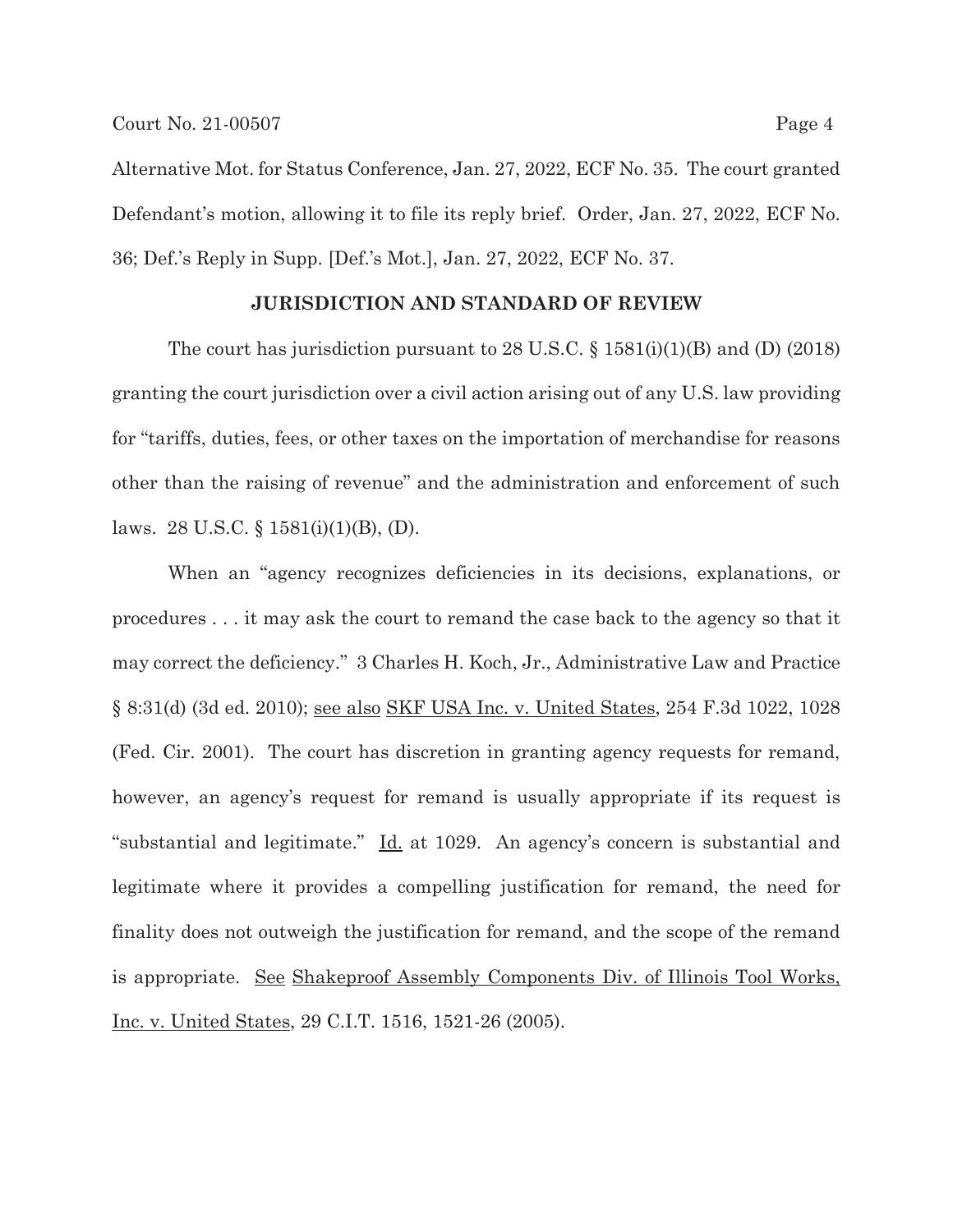Alternative Mot. for Status Conference, Jan. 27, 2022, ECF No. 35. The court granted Defendant's motion, allowing it to file its reply brief. Order, Jan. 27, 2022, ECF No. 36; Def.'s Reply in Supp. [Def.'s Mot.], Jan. 27, 2022, ECF No. 37.

**JURISDICTION AND STANDARD OF REVIEW**

The court has jurisdiction pursuant to 28 U.S.C. § 1581(i)(1)(B) and (D) (2018) granting the court jurisdiction over a civil action arising out of any U.S. law providing for "tariffs, duties, fees, or other taxes on the importation of merchandise for reasons other than the raising of revenue" and the administration and enforcement of such laws. 28 U.S.C. § 1581(i)(1)(B), (D).

When an "agency recognizes deficiencies in its decisions, explanations, or procedures . . . it may ask the court to remand the case back to the agency so that it may correct the deficiency." 3 Charles H. Koch, Jr., Administrative Law and Practice § 8:31(d) (3d ed. 2010); see also SKF USA Inc. v. United States, 254 F.3d 1022, 1028 (Fed. Cir. 2001). The court has discretion in granting agency requests for remand, however, an agency's request for remand is usually appropriate if its request is "substantial and legitimate." Id. at 1029. An agency's concern is substantial and legitimate where it provides a compelling justification for remand, the need for finality does not outweigh the justification for remand, and the scope of the remand is appropriate. See Shakeproof Assembly Components Div. of Illinois Tool Works, Inc. v. United States, 29 C.I.T. 1516, 1521-26 (2005).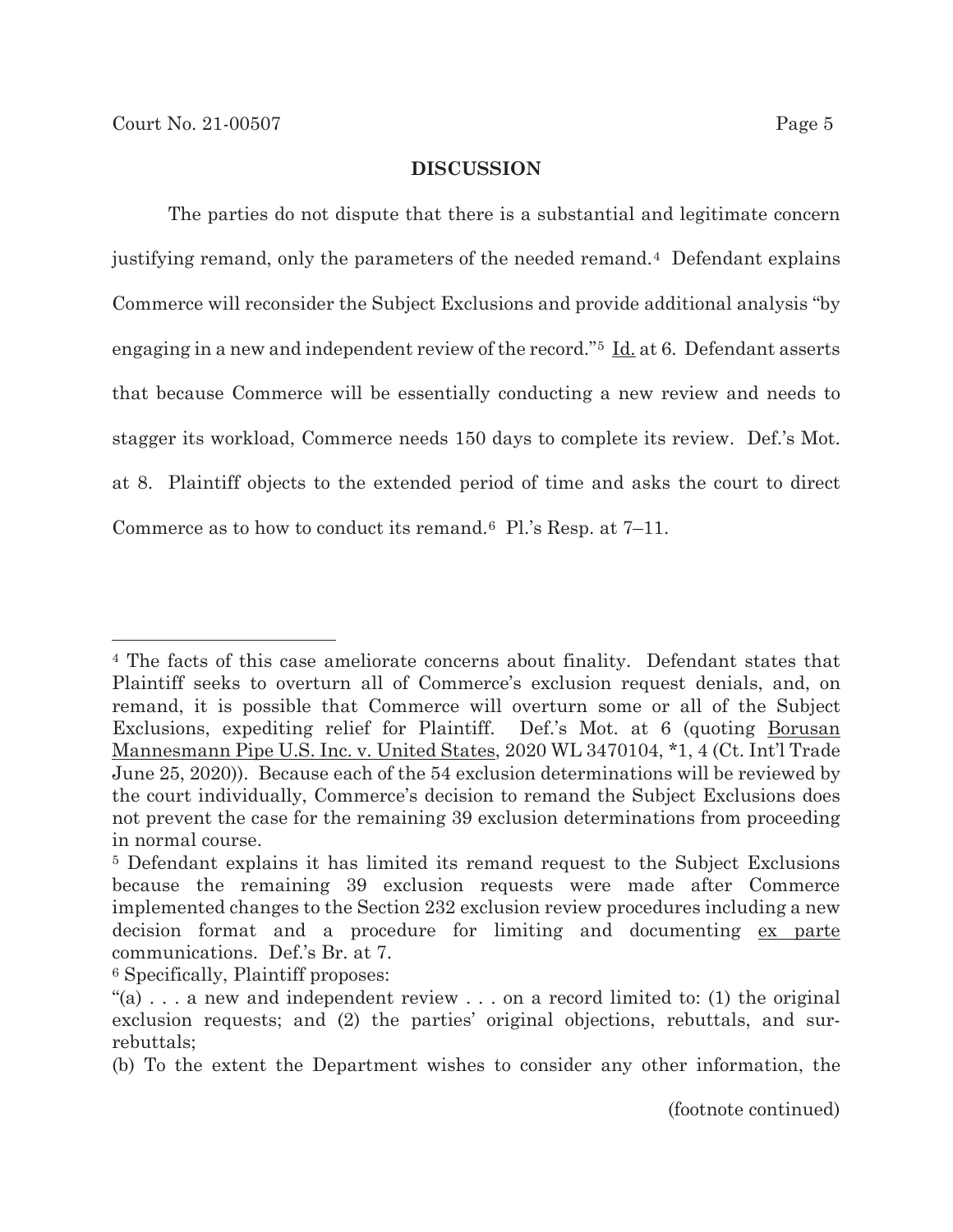## DISCUSSION

The parties do not dispute that there is a substantial and legitimate concern justifying remand, only the parameters of the needed remand.[4] Defendant explains Commerce will reconsider the Subject Exclusions and provide additional analysis "by engaging in a new and independent review of the record."[5] Id. at 6. Defendant asserts that because Commerce will be essentially conducting a new review and needs to stagger its workload, Commerce needs 150 days to complete its review. Def.'s Mot. at 8. Plaintiff objects to the extended period of time and asks the court to direct Commerce as to how to conduct its remand.[6] Pl.'s Resp. at 7–11.

---

[4] The facts of this case ameliorate concerns about finality. Defendant states that Plaintiff seeks to overturn all of Commerce's exclusion request denials, and, on remand, it is possible that Commerce will overturn some or all of the Subject Exclusions, expediting relief for Plaintiff. Def.'s Mot. at 6 (quoting Borusan Mannesmann Pipe U.S. Inc. v. United States, 2020 WL 3470104, *1, 4 (Ct. Int'l Trade June 25, 2020)). Because each of the 54 exclusion determinations will be reviewed by the court individually, Commerce's decision to remand the Subject Exclusions does not prevent the case for the remaining 39 exclusion determinations from proceeding in normal course.

[5] Defendant explains it has limited its remand request to the Subject Exclusions because the remaining 39 exclusion requests were made after Commerce implemented changes to the Section 232 exclusion review procedures including a new decision format and a procedure for limiting and documenting ex parte communications. Def.'s Br. at 7.

[6] Specifically, Plaintiff proposes:

"(a) . . . a new and independent review . . . on a record limited to: (1) the original exclusion requests; and (2) the parties' original objections, rebuttals, and sur-rebuttals;

(b) To the extent the Department wishes to consider any other information, the

(footnote continued)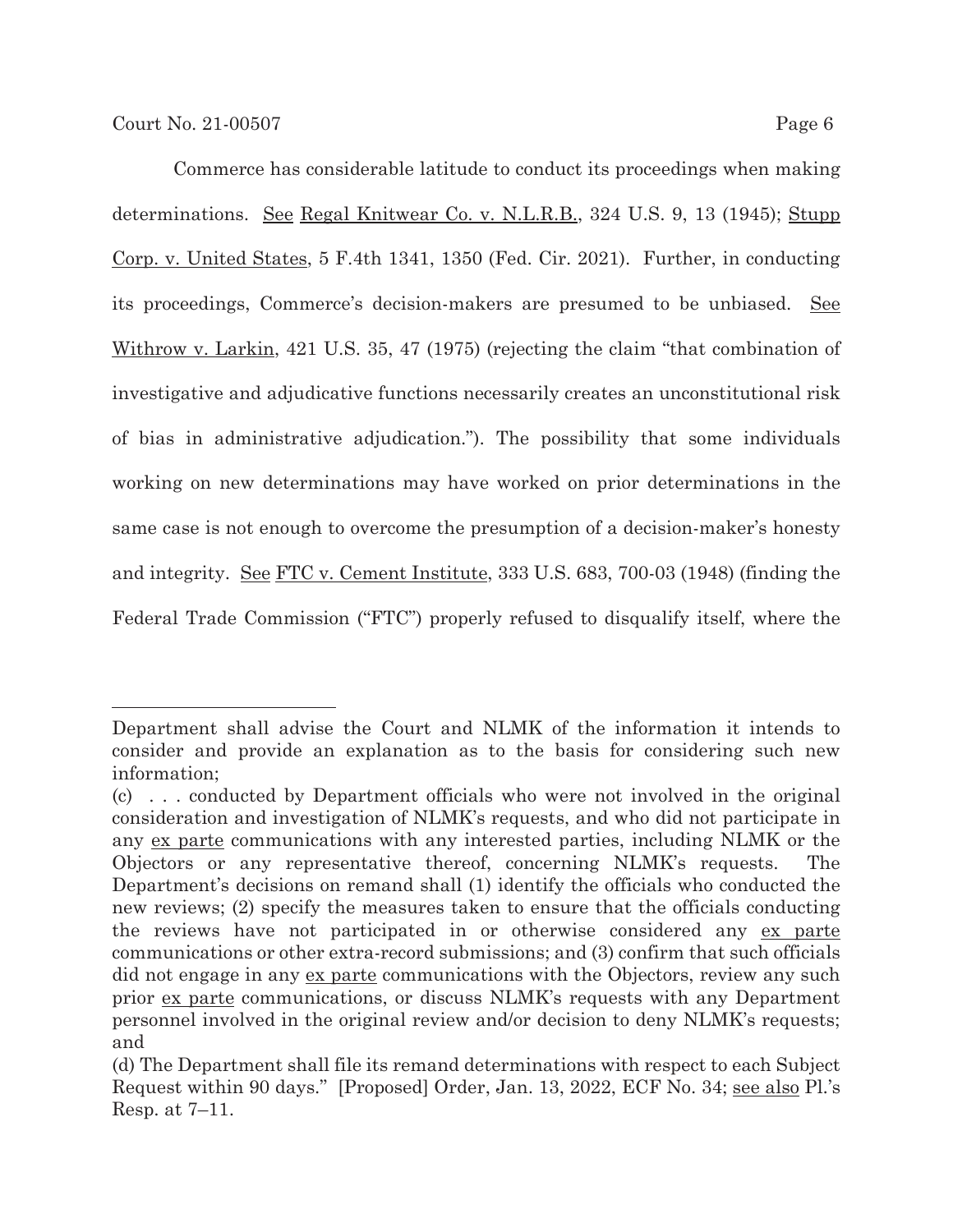Commerce has considerable latitude to conduct its proceedings when making determinations. See Regal Knitwear Co. v. N.L.R.B., 324 U.S. 9, 13 (1945); Stupp Corp. v. United States, 5 F.4th 1341, 1350 (Fed. Cir. 2021). Further, in conducting its proceedings, Commerce's decision-makers are presumed to be unbiased. See Withrow v. Larkin, 421 U.S. 35, 47 (1975) (rejecting the claim "that combination of investigative and adjudicative functions necessarily creates an unconstitutional risk of bias in administrative adjudication."). The possibility that some individuals working on new determinations may have worked on prior determinations in the same case is not enough to overcome the presumption of a decision-maker's honesty and integrity. See FTC v. Cement Institute, 333 U.S. 683, 700-03 (1948) (finding the Federal Trade Commission ("FTC") properly refused to disqualify itself, where the

---

Department shall advise the Court and NLMK of the information it intends to consider and provide an explanation as to the basis for considering such new information;

(c) . . . conducted by Department officials who were not involved in the original consideration and investigation of NLMK's requests, and who did not participate in any *ex parte* communications with any interested parties, including NLMK or the Objectors or any representative thereof, concerning NLMK's requests. The Department's decisions on remand shall (1) identify the officials who conducted the new reviews; (2) specify the measures taken to ensure that the officials conducting the reviews have not participated in or otherwise considered any *ex parte* communications or other extra-record submissions; and (3) confirm that such officials did not engage in any *ex parte* communications with the Objectors, review any such prior *ex parte* communications, or discuss NLMK's requests with any Department personnel involved in the original review and/or decision to deny NLMK's requests; and

(d) The Department shall file its remand determinations with respect to each Subject Request within 90 days." [Proposed] Order, Jan. 13, 2022, ECF No. 34; see also Pl.'s Resp. at 7–11.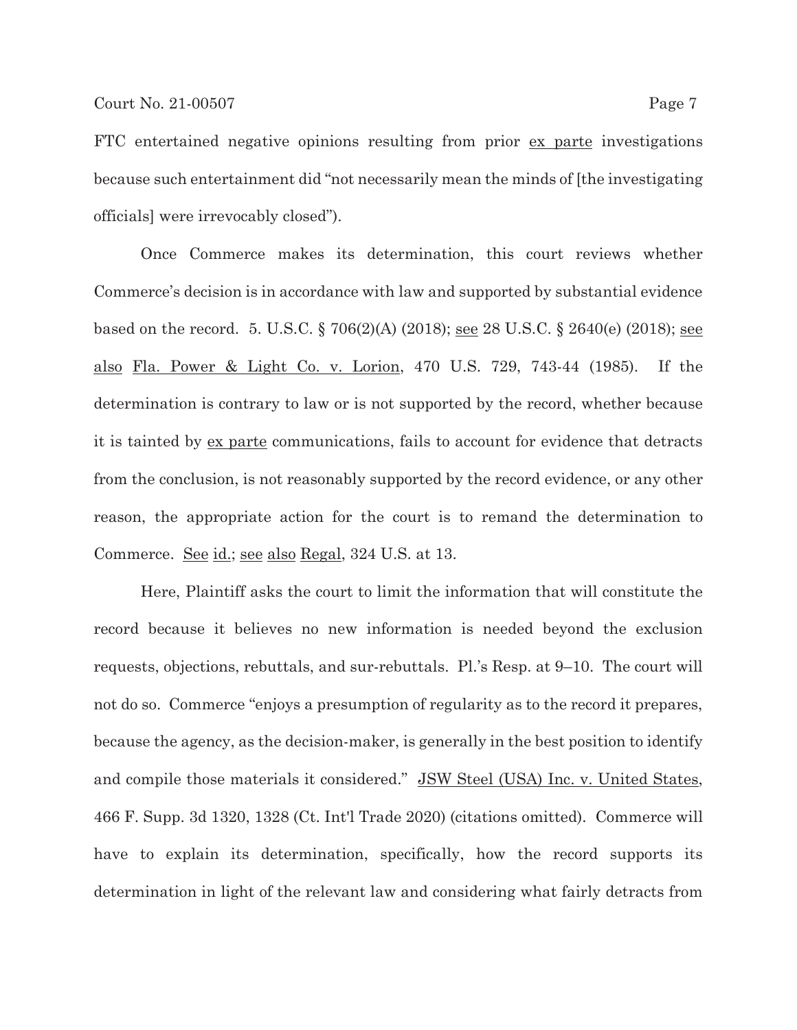FTC entertained negative opinions resulting from prior ex parte investigations because such entertainment did "not necessarily mean the minds of [the investigating officials] were irrevocably closed").

Once Commerce makes its determination, this court reviews whether Commerce's decision is in accordance with law and supported by substantial evidence based on the record. 5. U.S.C. § 706(2)(A) (2018); see 28 U.S.C. § 2640(e) (2018); see also Fla. Power & Light Co. v. Lorion, 470 U.S. 729, 743-44 (1985). If the determination is contrary to law or is not supported by the record, whether because it is tainted by ex parte communications, fails to account for evidence that detracts from the conclusion, is not reasonably supported by the record evidence, or any other reason, the appropriate action for the court is to remand the determination to Commerce. See id.; see also Regal, 324 U.S. at 13.

Here, Plaintiff asks the court to limit the information that will constitute the record because it believes no new information is needed beyond the exclusion requests, objections, rebuttals, and sur-rebuttals. Pl.'s Resp. at 9–10. The court will not do so. Commerce "enjoys a presumption of regularity as to the record it prepares, because the agency, as the decision-maker, is generally in the best position to identify and compile those materials it considered." JSW Steel (USA) Inc. v. United States, 466 F. Supp. 3d 1320, 1328 (Ct. Int'l Trade 2020) (citations omitted). Commerce will have to explain its determination, specifically, how the record supports its determination in light of the relevant law and considering what fairly detracts from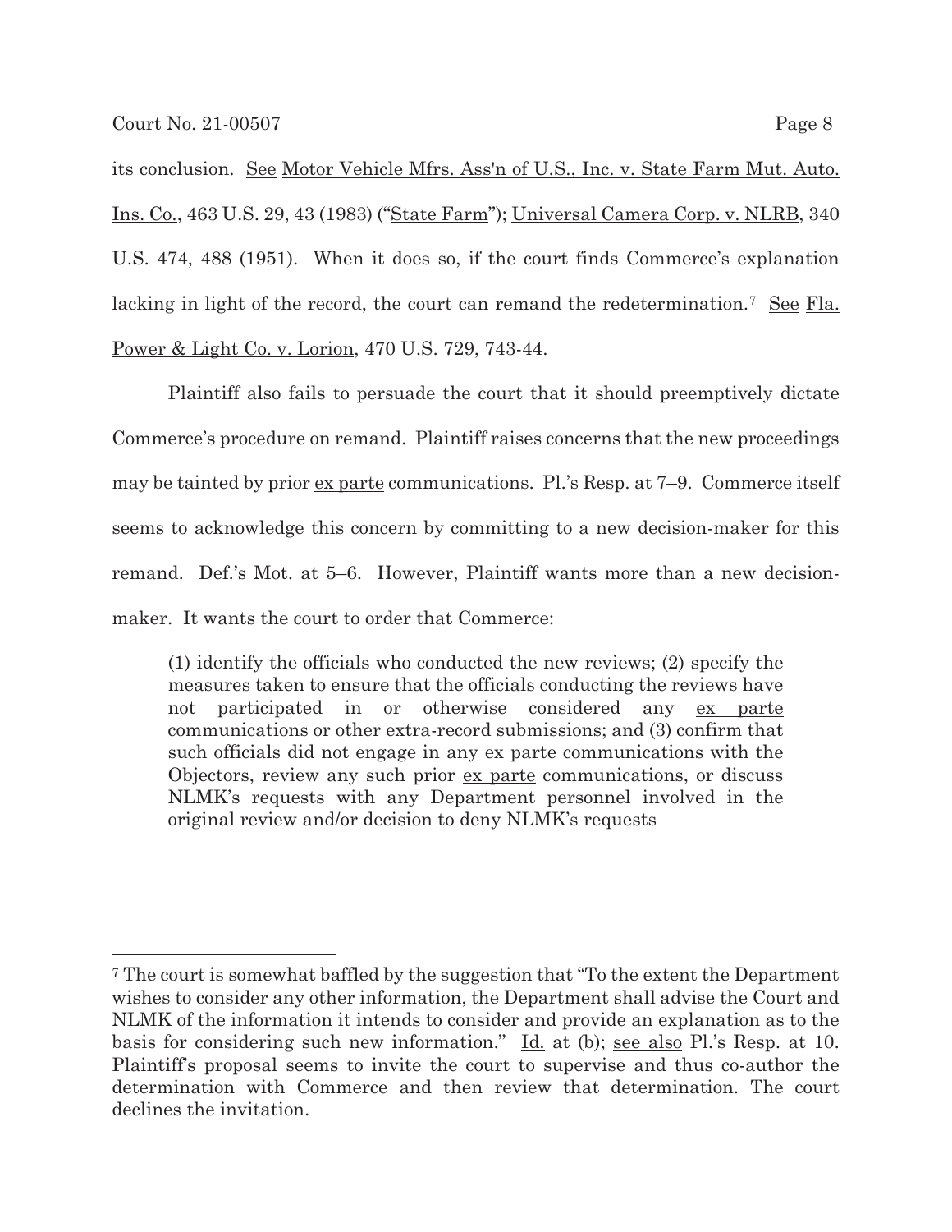its conclusion. See Motor Vehicle Mfrs. Ass'n of U.S., Inc. v. State Farm Mut. Auto. Ins. Co., 463 U.S. 29, 43 (1983) ("State Farm"); Universal Camera Corp. v. NLRB, 340 U.S. 474, 488 (1951). When it does so, if the court finds Commerce's explanation lacking in light of the record, the court can remand the redetermination.[7] See Fla. Power & Light Co. v. Lorion, 470 U.S. 729, 743-44.

Plaintiff also fails to persuade the court that it should preemptively dictate Commerce's procedure on remand. Plaintiff raises concerns that the new proceedings may be tainted by prior ex parte communications. Pl.'s Resp. at 7–9. Commerce itself seems to acknowledge this concern by committing to a new decision-maker for this remand. Def.'s Mot. at 5–6. However, Plaintiff wants more than a new decision-maker. It wants the court to order that Commerce:

> (1) identify the officials who conducted the new reviews; (2) specify the measures taken to ensure that the officials conducting the reviews have not participated in or otherwise considered any ex parte communications or other extra-record submissions; and (3) confirm that such officials did not engage in any ex parte communications with the Objectors, review any such prior ex parte communications, or discuss NLMK's requests with any Department personnel involved in the original review and/or decision to deny NLMK's requests

---

[7] The court is somewhat baffled by the suggestion that "To the extent the Department wishes to consider any other information, the Department shall advise the Court and NLMK of the information it intends to consider and provide an explanation as to the basis for considering such new information." Id. at (b); see also Pl.'s Resp. at 10. Plaintiff's proposal seems to invite the court to supervise and thus co-author the determination with Commerce and then review that determination. The court declines the invitation.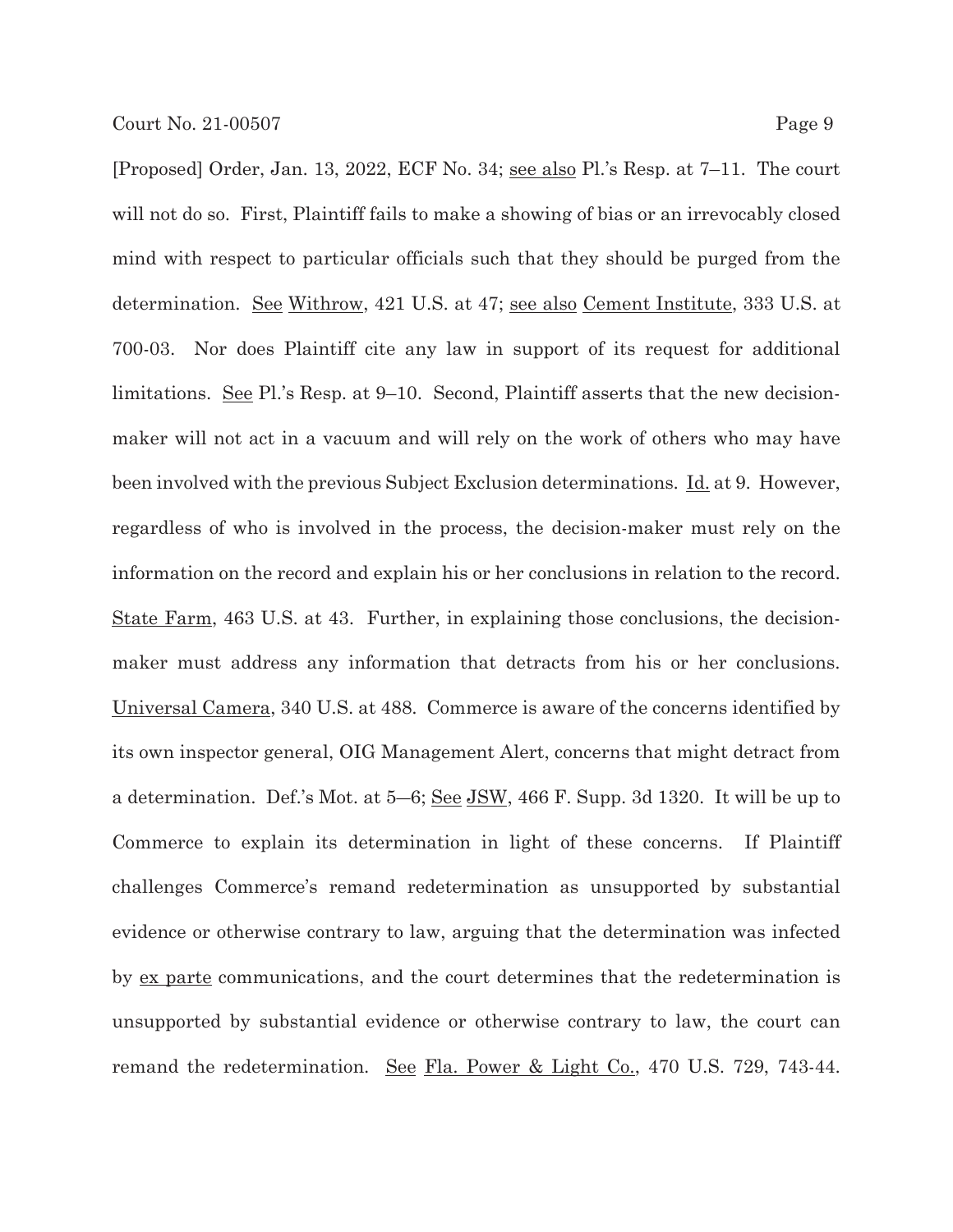[Proposed] Order, Jan. 13, 2022, ECF No. 34; see also Pl.'s Resp. at 7–11. The court will not do so. First, Plaintiff fails to make a showing of bias or an irrevocably closed mind with respect to particular officials such that they should be purged from the determination. See Withrow, 421 U.S. at 47; see also Cement Institute, 333 U.S. at 700-03. Nor does Plaintiff cite any law in support of its request for additional limitations. See Pl.'s Resp. at 9–10. Second, Plaintiff asserts that the new decision-maker will not act in a vacuum and will rely on the work of others who may have been involved with the previous Subject Exclusion determinations. Id. at 9. However, regardless of who is involved in the process, the decision-maker must rely on the information on the record and explain his or her conclusions in relation to the record. State Farm, 463 U.S. at 43. Further, in explaining those conclusions, the decision-maker must address any information that detracts from his or her conclusions. Universal Camera, 340 U.S. at 488. Commerce is aware of the concerns identified by its own inspector general, OIG Management Alert, concerns that might detract from a determination. Def.'s Mot. at 5–6; See JSW, 466 F. Supp. 3d 1320. It will be up to Commerce to explain its determination in light of these concerns. If Plaintiff challenges Commerce's remand redetermination as unsupported by substantial evidence or otherwise contrary to law, arguing that the determination was infected by ex parte communications, and the court determines that the redetermination is unsupported by substantial evidence or otherwise contrary to law, the court can remand the redetermination. See Fla. Power & Light Co., 470 U.S. 729, 743-44.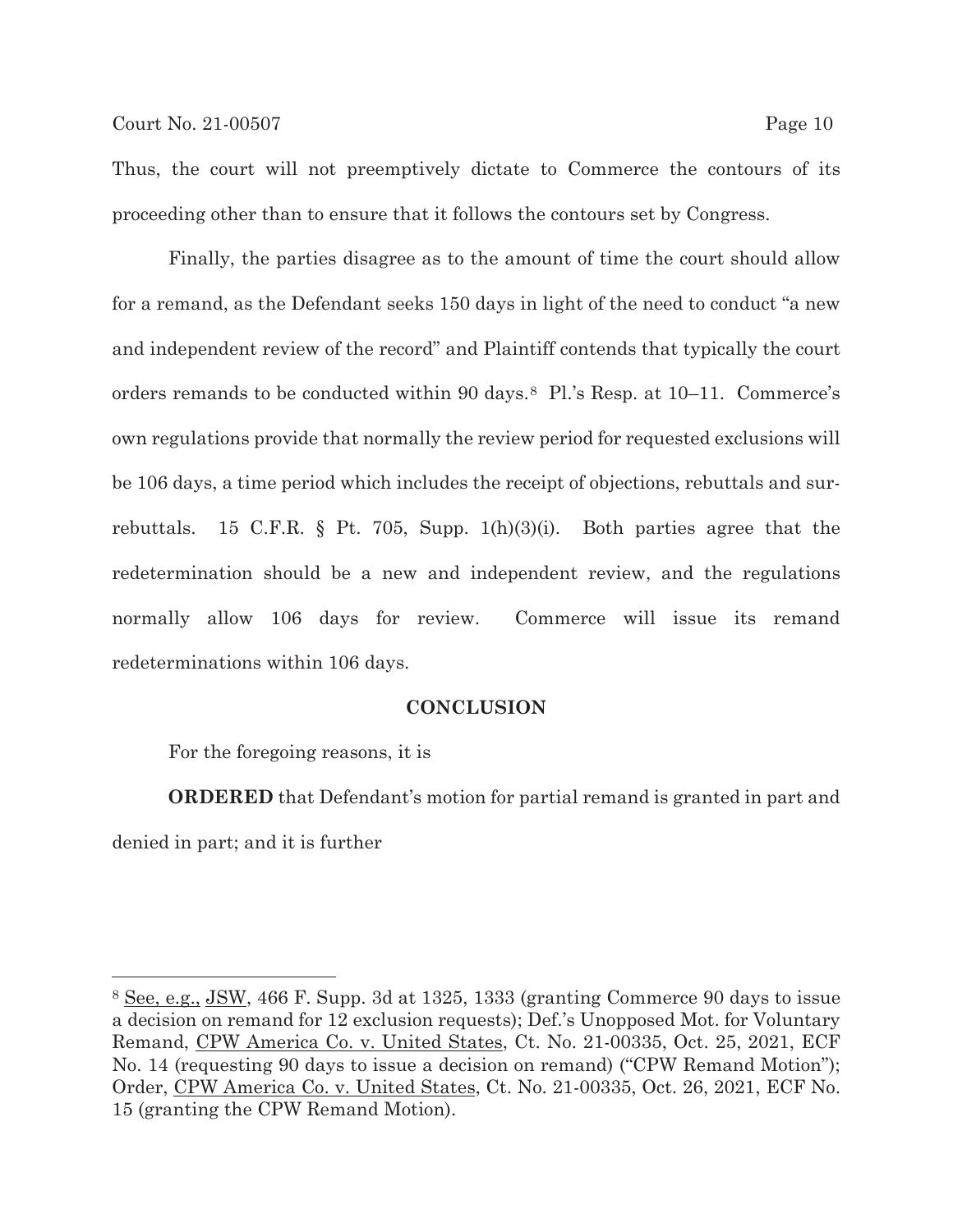Thus, the court will not preemptively dictate to Commerce the contours of its proceeding other than to ensure that it follows the contours set by Congress.

Finally, the parties disagree as to the amount of time the court should allow for a remand, as the Defendant seeks 150 days in light of the need to conduct "a new and independent review of the record" and Plaintiff contends that typically the court orders remands to be conducted within 90 days.[8] Pl.'s Resp. at 10–11. Commerce's own regulations provide that normally the review period for requested exclusions will be 106 days, a time period which includes the receipt of objections, rebuttals and sur-rebuttals. 15 C.F.R. § Pt. 705, Supp. 1(h)(3)(i). Both parties agree that the redetermination should be a new and independent review, and the regulations normally allow 106 days for review. Commerce will issue its remand redeterminations within 106 days.

## CONCLUSION

For the foregoing reasons, it is

**ORDERED** that Defendant's motion for partial remand is granted in part and denied in part; and it is further

---

[8] See, e.g., JSW, 466 F. Supp. 3d at 1325, 1333 (granting Commerce 90 days to issue a decision on remand for 12 exclusion requests); Def.'s Unopposed Mot. for Voluntary Remand, CPW America Co. v. United States, Ct. No. 21-00335, Oct. 25, 2021, ECF No. 14 (requesting 90 days to issue a decision on remand) ("CPW Remand Motion"); Order, CPW America Co. v. United States, Ct. No. 21-00335, Oct. 26, 2021, ECF No. 15 (granting the CPW Remand Motion).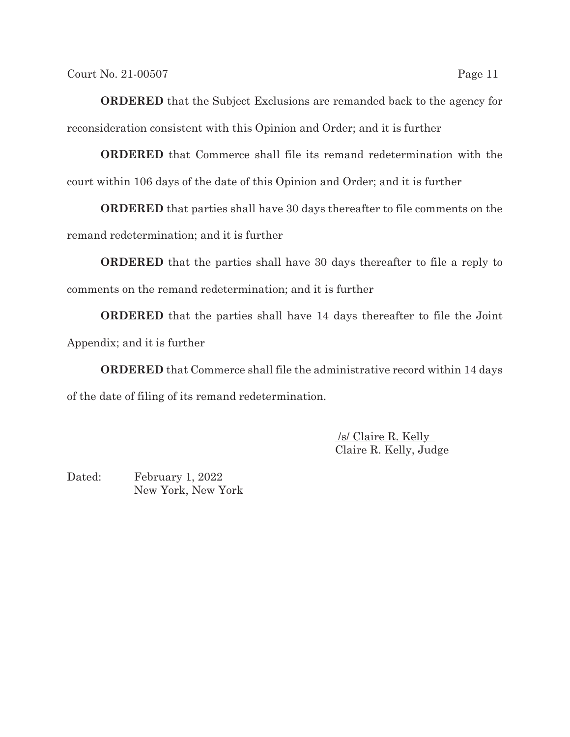**ORDERED** that the Subject Exclusions are remanded back to the agency for reconsideration consistent with this Opinion and Order; and it is further

**ORDERED** that Commerce shall file its remand redetermination with the court within 106 days of the date of this Opinion and Order; and it is further

**ORDERED** that parties shall have 30 days thereafter to file comments on the remand redetermination; and it is further

**ORDERED** that the parties shall have 30 days thereafter to file a reply to comments on the remand redetermination; and it is further

**ORDERED** that the parties shall have 14 days thereafter to file the Joint Appendix; and it is further

**ORDERED** that Commerce shall file the administrative record within 14 days of the date of filing of its remand redetermination.

/s/ Claire R. Kelly
Claire R. Kelly, Judge

Dated: February 1, 2022
New York, New York